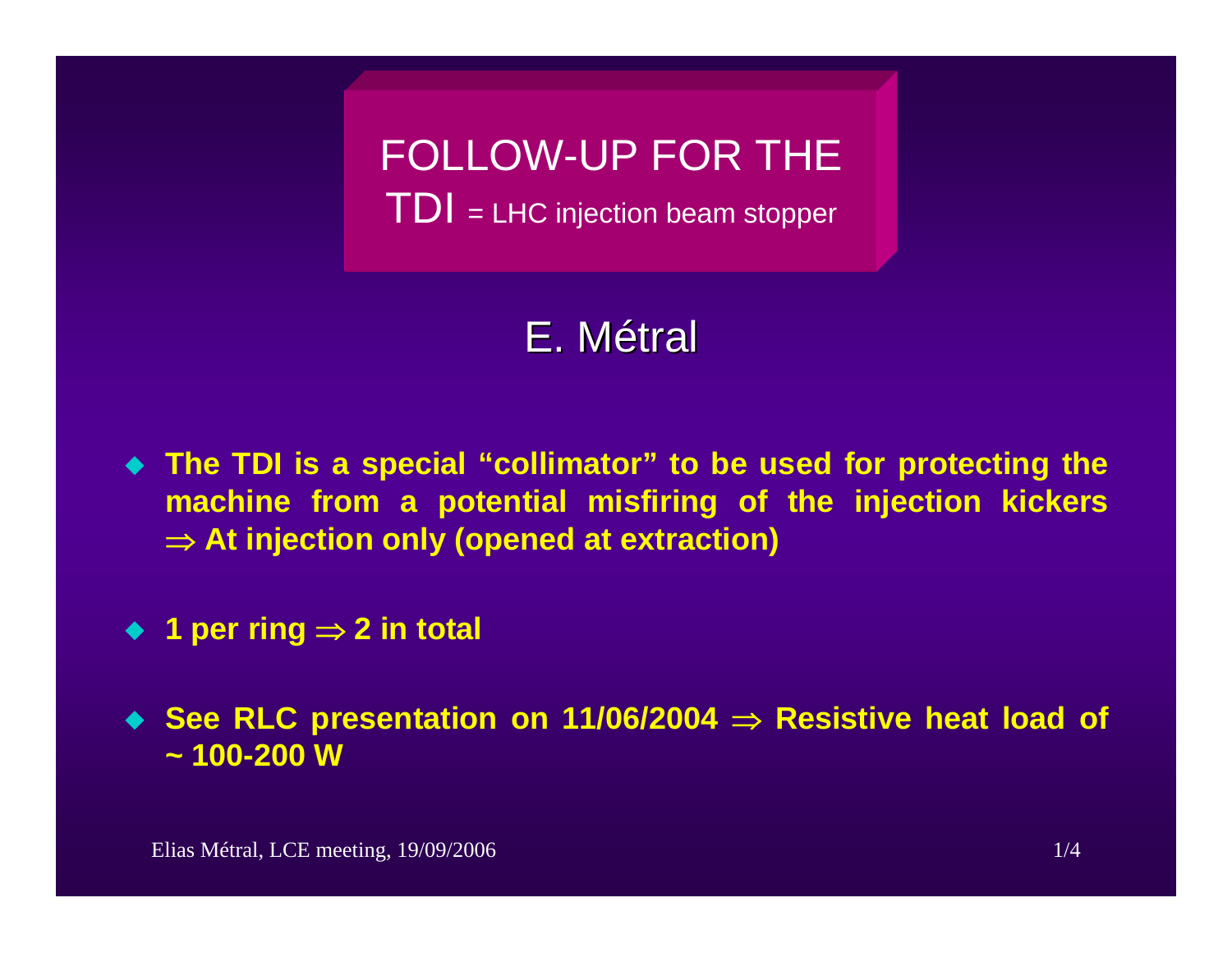# FOLLOW-UP FOR THE TDI = LHC injection beam stopper

## E. Métral

- **The TDI is a special "collimator" to be used for protecting the machine from a potential misfiring of the injection kickers $\Rightarrow$ At injection only (opened at extraction)**

- **1 per ring $\Rightarrow$ 2 in total**

- **See RLC presentation on 11/06/2004 $\Rightarrow$ Resistive heat load of ~ 100-200 W**

Elias Métral, LCE meeting, 19/09/2006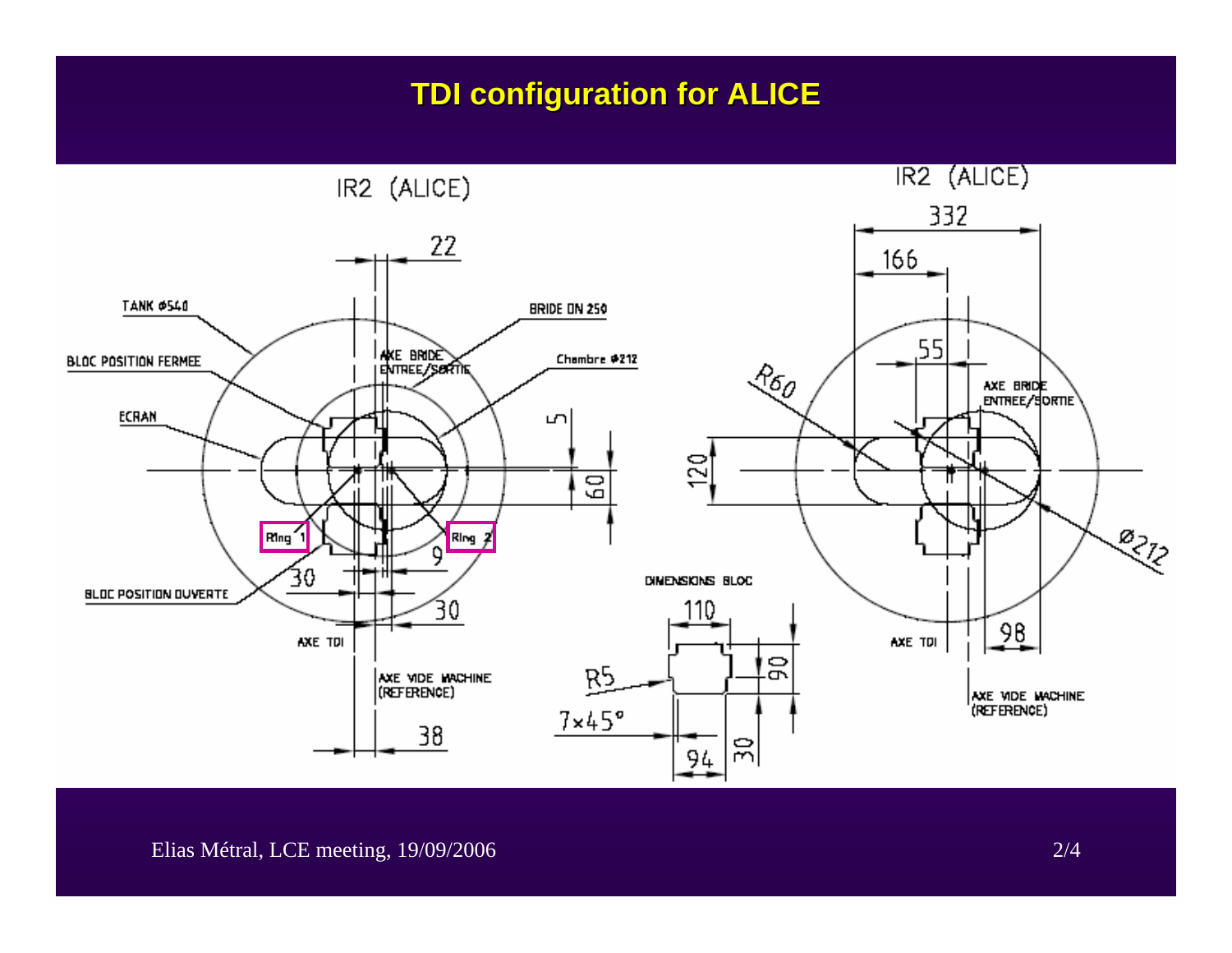# TDI configuration for ALICE

IR2 (ALICE)

22

TANK Ø540

BRIDE DN 250

BLOC POSITION FERMEE

AXE BRIDE ENTREE/SORTIE

Chambre Ø212

ECRAN

5

60

Ring 1

Ring 2

9

30

BLOC POSITION OUVERTE

30

AXE TDI

AXE VIDE MACHINE (REFERENCE)

38

IR2 (ALICE)

332

166

55

R60

AXE BRIDE ENTREE/SORTIE

120

Ø212

DIMENSIONS BLOC

110

90

R5

7×45°

94

30

AXE TDI

98

AXE VIDE MACHINE (REFERENCE)

Elias Métral, LCE meeting, 19/09/2006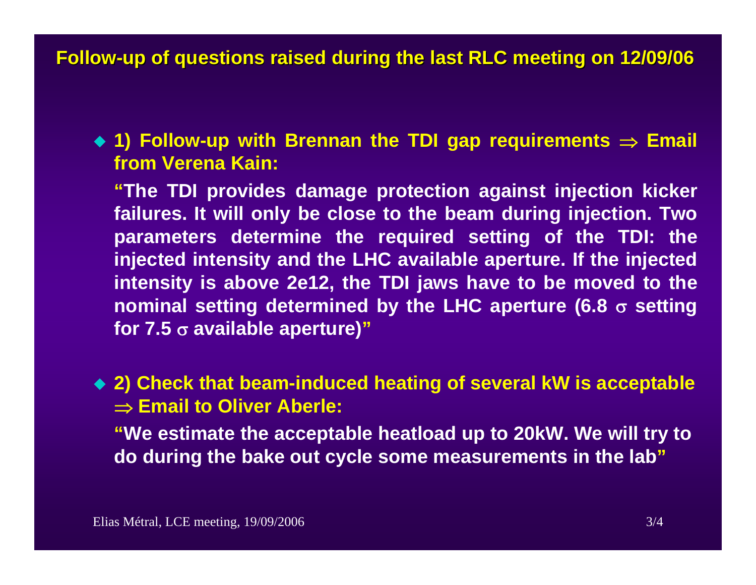## Follow-up of questions raised during the last RLC meeting on 12/09/06

- **1) Follow-up with Brennan the TDI gap requirements ⇒ Email from Verena Kain:**

  **"The TDI provides damage protection against injection kicker failures. It will only be close to the beam during injection. Two parameters determine the required setting of the TDI: the injected intensity and the LHC available aperture. If the injected intensity is above 2e12, the TDI jaws have to be moved to the nominal setting determined by the LHC aperture (6.8 $\sigma$ setting for 7.5 $\sigma$ available aperture)"**

- **2) Check that beam-induced heating of several kW is acceptable ⇒ Email to Oliver Aberle:**

  **"We estimate the acceptable heatload up to 20kW. We will try to do during the bake out cycle some measurements in the lab"**

Elias Métral, LCE meeting, 19/09/2006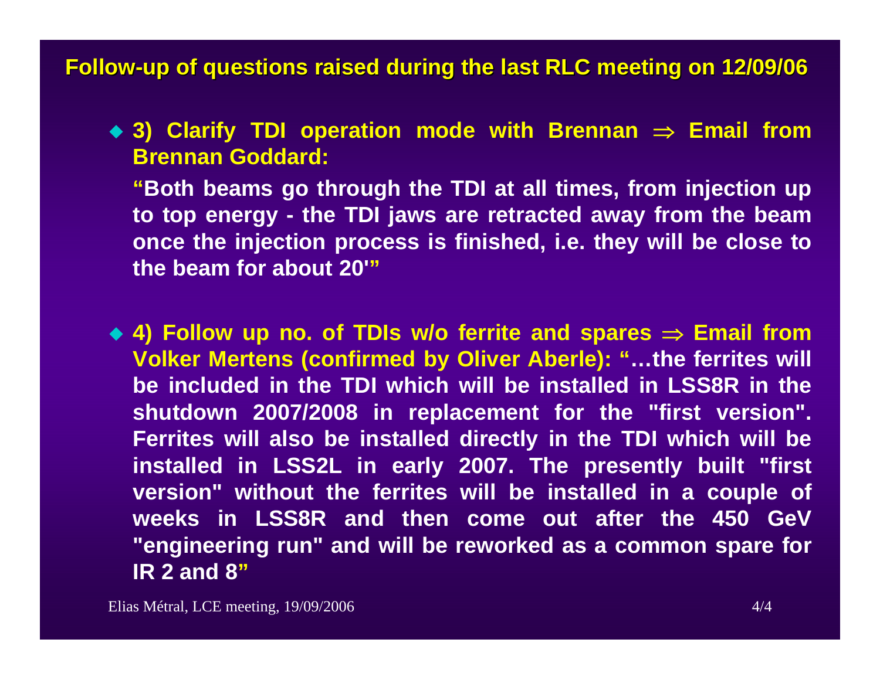## Follow-up of questions raised during the last RLC meeting on 12/09/06

- **3) Clarify TDI operation mode with Brennan $\Rightarrow$ Email from Brennan Goddard:**

  **"Both beams go through the TDI at all times, from injection up to top energy - the TDI jaws are retracted away from the beam once the injection process is finished, i.e. they will be close to the beam for about 20'"**

- **4) Follow up no. of TDIs w/o ferrite and spares $\Rightarrow$ Email from Volker Mertens (confirmed by Oliver Aberle): "…the ferrites will be included in the TDI which will be installed in LSS8R in the shutdown 2007/2008 in replacement for the "first version". Ferrites will also be installed directly in the TDI which will be installed in LSS2L in early 2007. The presently built "first version" without the ferrites will be installed in a couple of weeks in LSS8R and then come out after the 450 GeV "engineering run" and will be reworked as a common spare for IR 2 and 8"**

Elias Métral, LCE meeting, 19/09/2006